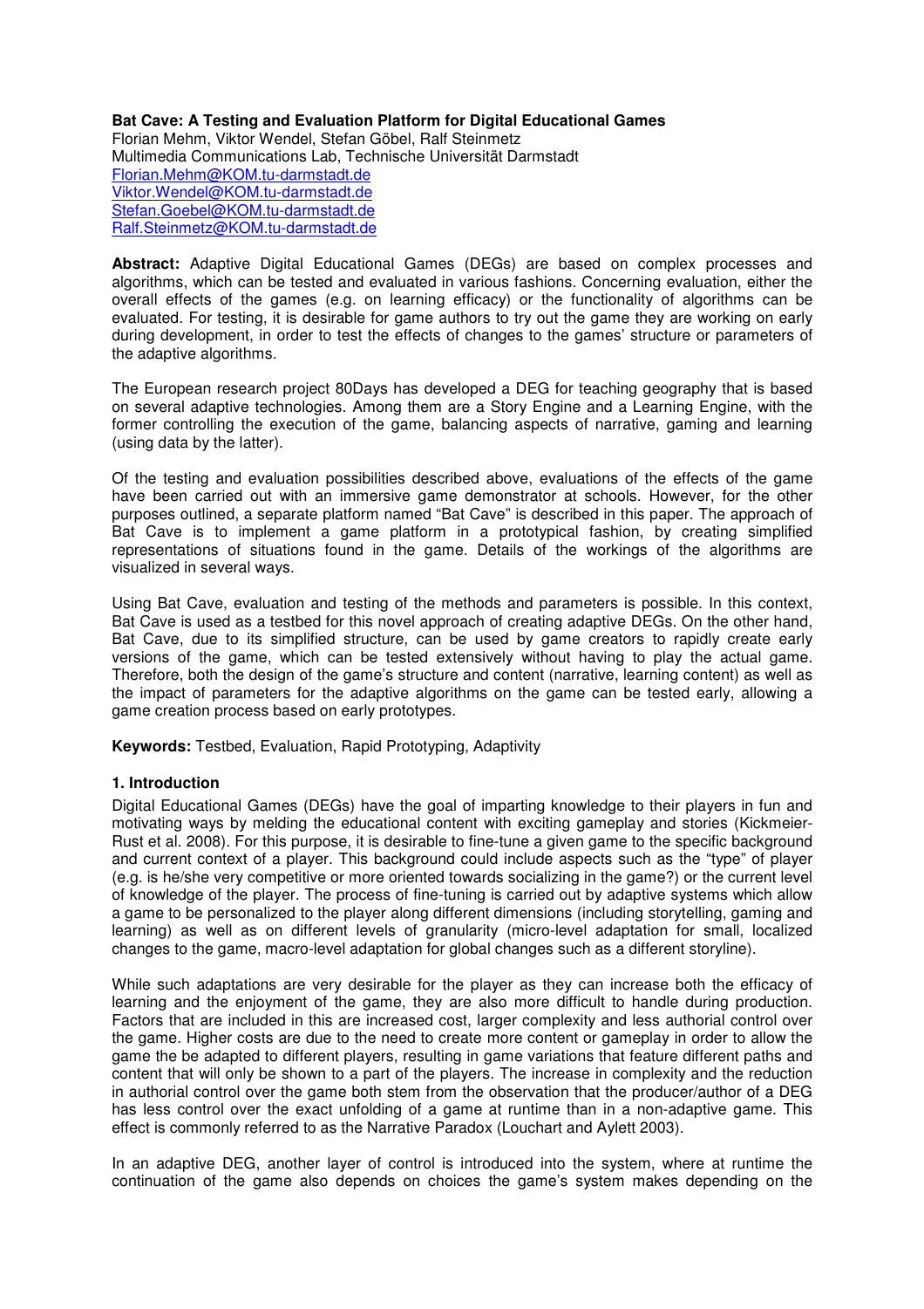**Bat Cave: A Testing and Evaluation Platform for Digital Educational Games**

Florian Mehm, Viktor Wendel, Stefan Göbel, Ralf Steinmetz
Multimedia Communications Lab, Technische Universität Darmstadt
Florian.Mehm@KOM.tu-darmstadt.de
Viktor.Wendel@KOM.tu-darmstadt.de
Stefan.Goebel@KOM.tu-darmstadt.de
Ralf.Steinmetz@KOM.tu-darmstadt.de

**Abstract:** Adaptive Digital Educational Games (DEGs) are based on complex processes and algorithms, which can be tested and evaluated in various fashions. Concerning evaluation, either the overall effects of the games (e.g. on learning efficacy) or the functionality of algorithms can be evaluated. For testing, it is desirable for game authors to try out the game they are working on early during development, in order to test the effects of changes to the games' structure or parameters of the adaptive algorithms.

The European research project 80Days has developed a DEG for teaching geography that is based on several adaptive technologies. Among them are a Story Engine and a Learning Engine, with the former controlling the execution of the game, balancing aspects of narrative, gaming and learning (using data by the latter).

Of the testing and evaluation possibilities described above, evaluations of the effects of the game have been carried out with an immersive game demonstrator at schools. However, for the other purposes outlined, a separate platform named "Bat Cave" is described in this paper. The approach of Bat Cave is to implement a game platform in a prototypical fashion, by creating simplified representations of situations found in the game. Details of the workings of the algorithms are visualized in several ways.

Using Bat Cave, evaluation and testing of the methods and parameters is possible. In this context, Bat Cave is used as a testbed for this novel approach of creating adaptive DEGs. On the other hand, Bat Cave, due to its simplified structure, can be used by game creators to rapidly create early versions of the game, which can be tested extensively without having to play the actual game. Therefore, both the design of the game's structure and content (narrative, learning content) as well as the impact of parameters for the adaptive algorithms on the game can be tested early, allowing a game creation process based on early prototypes.

**Keywords:** Testbed, Evaluation, Rapid Prototyping, Adaptivity

## 1. Introduction

Digital Educational Games (DEGs) have the goal of imparting knowledge to their players in fun and motivating ways by melding the educational content with exciting gameplay and stories (Kickmeier-Rust et al. 2008). For this purpose, it is desirable to fine-tune a given game to the specific background and current context of a player. This background could include aspects such as the "type" of player (e.g. is he/she very competitive or more oriented towards socializing in the game?) or the current level of knowledge of the player. The process of fine-tuning is carried out by adaptive systems which allow a game to be personalized to the player along different dimensions (including storytelling, gaming and learning) as well as on different levels of granularity (micro-level adaptation for small, localized changes to the game, macro-level adaptation for global changes such as a different storyline).

While such adaptations are very desirable for the player as they can increase both the efficacy of learning and the enjoyment of the game, they are also more difficult to handle during production. Factors that are included in this are increased cost, larger complexity and less authorial control over the game. Higher costs are due to the need to create more content or gameplay in order to allow the game the be adapted to different players, resulting in game variations that feature different paths and content that will only be shown to a part of the players. The increase in complexity and the reduction in authorial control over the game both stem from the observation that the producer/author of a DEG has less control over the exact unfolding of a game at runtime than in a non-adaptive game. This effect is commonly referred to as the Narrative Paradox (Louchart and Aylett 2003).

In an adaptive DEG, another layer of control is introduced into the system, where at runtime the continuation of the game also depends on choices the game's system makes depending on the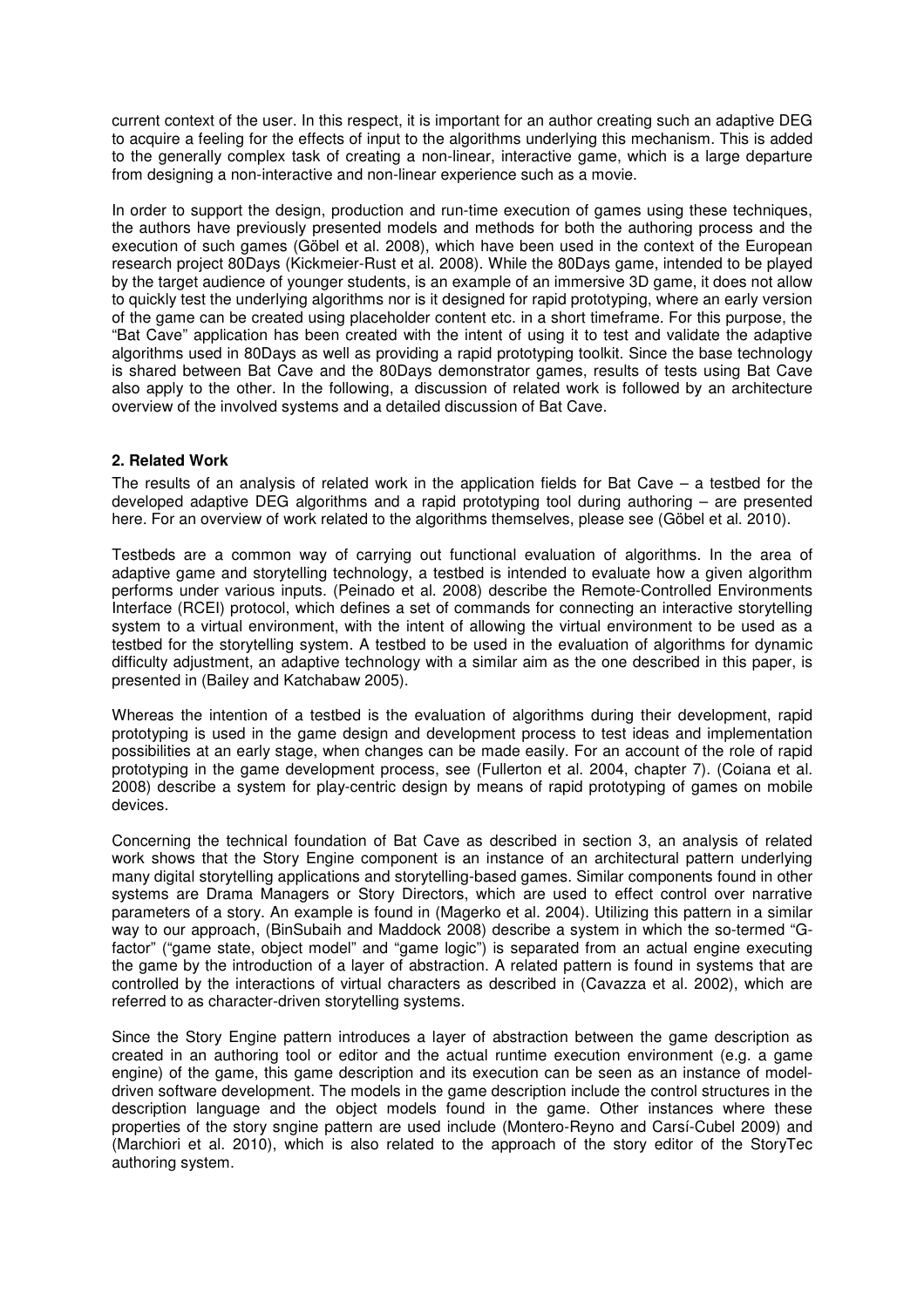current context of the user. In this respect, it is important for an author creating such an adaptive DEG to acquire a feeling for the effects of input to the algorithms underlying this mechanism. This is added to the generally complex task of creating a non-linear, interactive game, which is a large departure from designing a non-interactive and non-linear experience such as a movie.

In order to support the design, production and run-time execution of games using these techniques, the authors have previously presented models and methods for both the authoring process and the execution of such games (Göbel et al. 2008), which have been used in the context of the European research project 80Days (Kickmeier-Rust et al. 2008). While the 80Days game, intended to be played by the target audience of younger students, is an example of an immersive 3D game, it does not allow to quickly test the underlying algorithms nor is it designed for rapid prototyping, where an early version of the game can be created using placeholder content etc. in a short timeframe. For this purpose, the "Bat Cave" application has been created with the intent of using it to test and validate the adaptive algorithms used in 80Days as well as providing a rapid prototyping toolkit. Since the base technology is shared between Bat Cave and the 80Days demonstrator games, results of tests using Bat Cave also apply to the other. In the following, a discussion of related work is followed by an architecture overview of the involved systems and a detailed discussion of Bat Cave.

## 2. Related Work

The results of an analysis of related work in the application fields for Bat Cave – a testbed for the developed adaptive DEG algorithms and a rapid prototyping tool during authoring – are presented here. For an overview of work related to the algorithms themselves, please see (Göbel et al. 2010).

Testbeds are a common way of carrying out functional evaluation of algorithms. In the area of adaptive game and storytelling technology, a testbed is intended to evaluate how a given algorithm performs under various inputs. (Peinado et al. 2008) describe the Remote-Controlled Environments Interface (RCEI) protocol, which defines a set of commands for connecting an interactive storytelling system to a virtual environment, with the intent of allowing the virtual environment to be used as a testbed for the storytelling system. A testbed to be used in the evaluation of algorithms for dynamic difficulty adjustment, an adaptive technology with a similar aim as the one described in this paper, is presented in (Bailey and Katchabaw 2005).

Whereas the intention of a testbed is the evaluation of algorithms during their development, rapid prototyping is used in the game design and development process to test ideas and implementation possibilities at an early stage, when changes can be made easily. For an account of the role of rapid prototyping in the game development process, see (Fullerton et al. 2004, chapter 7). (Coiana et al. 2008) describe a system for play-centric design by means of rapid prototyping of games on mobile devices.

Concerning the technical foundation of Bat Cave as described in section 3, an analysis of related work shows that the Story Engine component is an instance of an architectural pattern underlying many digital storytelling applications and storytelling-based games. Similar components found in other systems are Drama Managers or Story Directors, which are used to effect control over narrative parameters of a story. An example is found in (Magerko et al. 2004). Utilizing this pattern in a similar way to our approach, (BinSubaih and Maddock 2008) describe a system in which the so-termed "G-factor" ("game state, object model" and "game logic") is separated from an actual engine executing the game by the introduction of a layer of abstraction. A related pattern is found in systems that are controlled by the interactions of virtual characters as described in (Cavazza et al. 2002), which are referred to as character-driven storytelling systems.

Since the Story Engine pattern introduces a layer of abstraction between the game description as created in an authoring tool or editor and the actual runtime execution environment (e.g. a game engine) of the game, this game description and its execution can be seen as an instance of model-driven software development. The models in the game description include the control structures in the description language and the object models found in the game. Other instances where these properties of the story sngine pattern are used include (Montero-Reyno and Carsí-Cubel 2009) and (Marchiori et al. 2010), which is also related to the approach of the story editor of the StoryTec authoring system.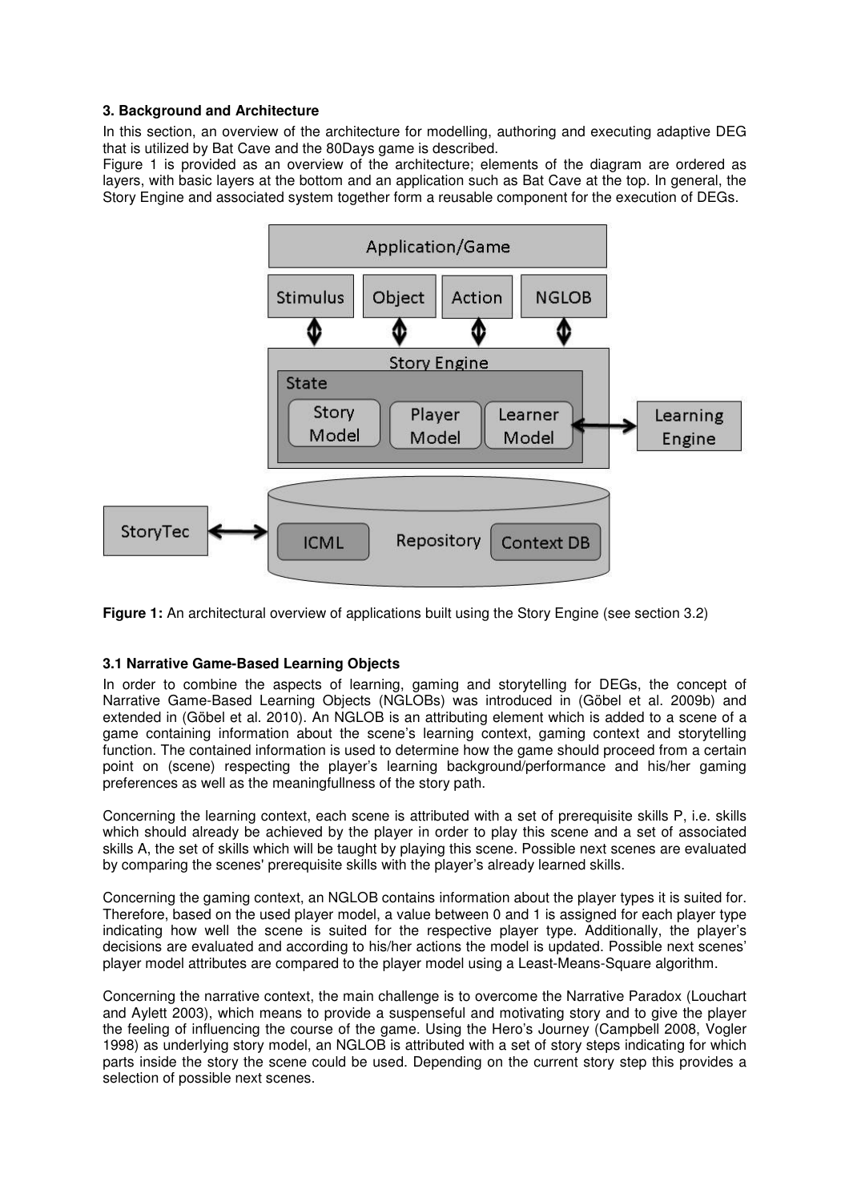### 3. Background and Architecture

In this section, an overview of the architecture for modelling, authoring and executing adaptive DEG that is utilized by Bat Cave and the 80Days game is described.

Figure 1 is provided as an overview of the architecture; elements of the diagram are ordered as layers, with basic layers at the bottom and an application such as Bat Cave at the top. In general, the Story Engine and associated system together form a reusable component for the execution of DEGs.

**Figure 1:** An architectural overview of applications built using the Story Engine (see section 3.2)

### 3.1 Narrative Game-Based Learning Objects

In order to combine the aspects of learning, gaming and storytelling for DEGs, the concept of Narrative Game-Based Learning Objects (NGLOBs) was introduced in (Göbel et al. 2009b) and extended in (Göbel et al. 2010). An NGLOB is an attributing element which is added to a scene of a game containing information about the scene's learning context, gaming context and storytelling function. The contained information is used to determine how the game should proceed from a certain point on (scene) respecting the player's learning background/performance and his/her gaming preferences as well as the meaningfullness of the story path.

Concerning the learning context, each scene is attributed with a set of prerequisite skills P, i.e. skills which should already be achieved by the player in order to play this scene and a set of associated skills A, the set of skills which will be taught by playing this scene. Possible next scenes are evaluated by comparing the scenes' prerequisite skills with the player's already learned skills.

Concerning the gaming context, an NGLOB contains information about the player types it is suited for. Therefore, based on the used player model, a value between 0 and 1 is assigned for each player type indicating how well the scene is suited for the respective player type. Additionally, the player's decisions are evaluated and according to his/her actions the model is updated. Possible next scenes' player model attributes are compared to the player model using a Least-Means-Square algorithm.

Concerning the narrative context, the main challenge is to overcome the Narrative Paradox (Louchart and Aylett 2003), which means to provide a suspenseful and motivating story and to give the player the feeling of influencing the course of the game. Using the Hero's Journey (Campbell 2008, Vogler 1998) as underlying story model, an NGLOB is attributed with a set of story steps indicating for which parts inside the story the scene could be used. Depending on the current story step this provides a selection of possible next scenes.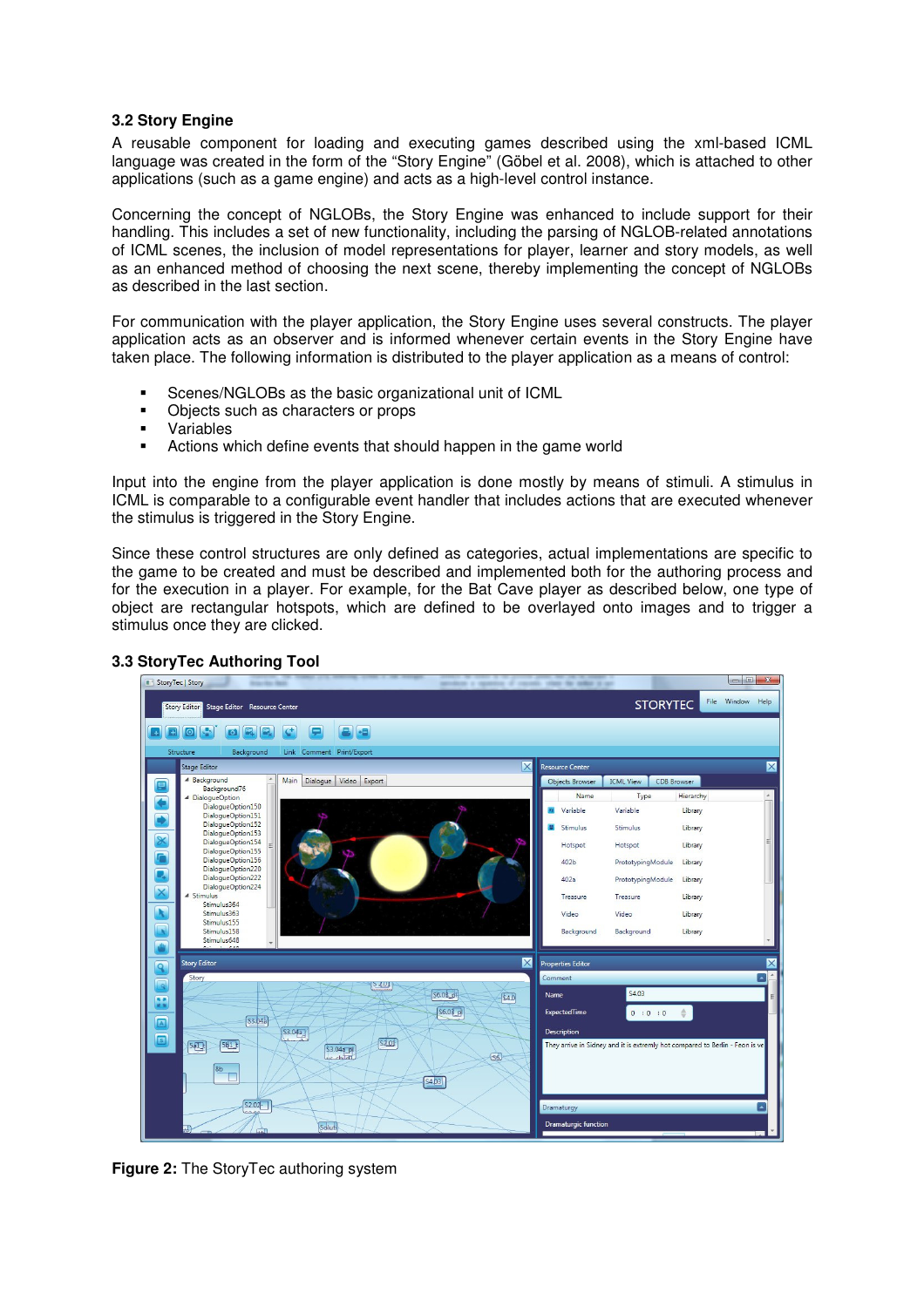### 3.2 Story Engine

A reusable component for loading and executing games described using the xml-based ICML language was created in the form of the "Story Engine" (Göbel et al. 2008), which is attached to other applications (such as a game engine) and acts as a high-level control instance.

Concerning the concept of NGLOBs, the Story Engine was enhanced to include support for their handling. This includes a set of new functionality, including the parsing of NGLOB-related annotations of ICML scenes, the inclusion of model representations for player, learner and story models, as well as an enhanced method of choosing the next scene, thereby implementing the concept of NGLOBs as described in the last section.

For communication with the player application, the Story Engine uses several constructs. The player application acts as an observer and is informed whenever certain events in the Story Engine have taken place. The following information is distributed to the player application as a means of control:

- Scenes/NGLOBs as the basic organizational unit of ICML
- Objects such as characters or props
- Variables
- Actions which define events that should happen in the game world

Input into the engine from the player application is done mostly by means of stimuli. A stimulus in ICML is comparable to a configurable event handler that includes actions that are executed whenever the stimulus is triggered in the Story Engine.

Since these control structures are only defined as categories, actual implementations are specific to the game to be created and must be described and implemented both for the authoring process and for the execution in a player. For example, for the Bat Cave player as described below, one type of object are rectangular hotspots, which are defined to be overlayed onto images and to trigger a stimulus once they are clicked.

### 3.3 StoryTec Authoring Tool

**Figure 2:** The StoryTec authoring system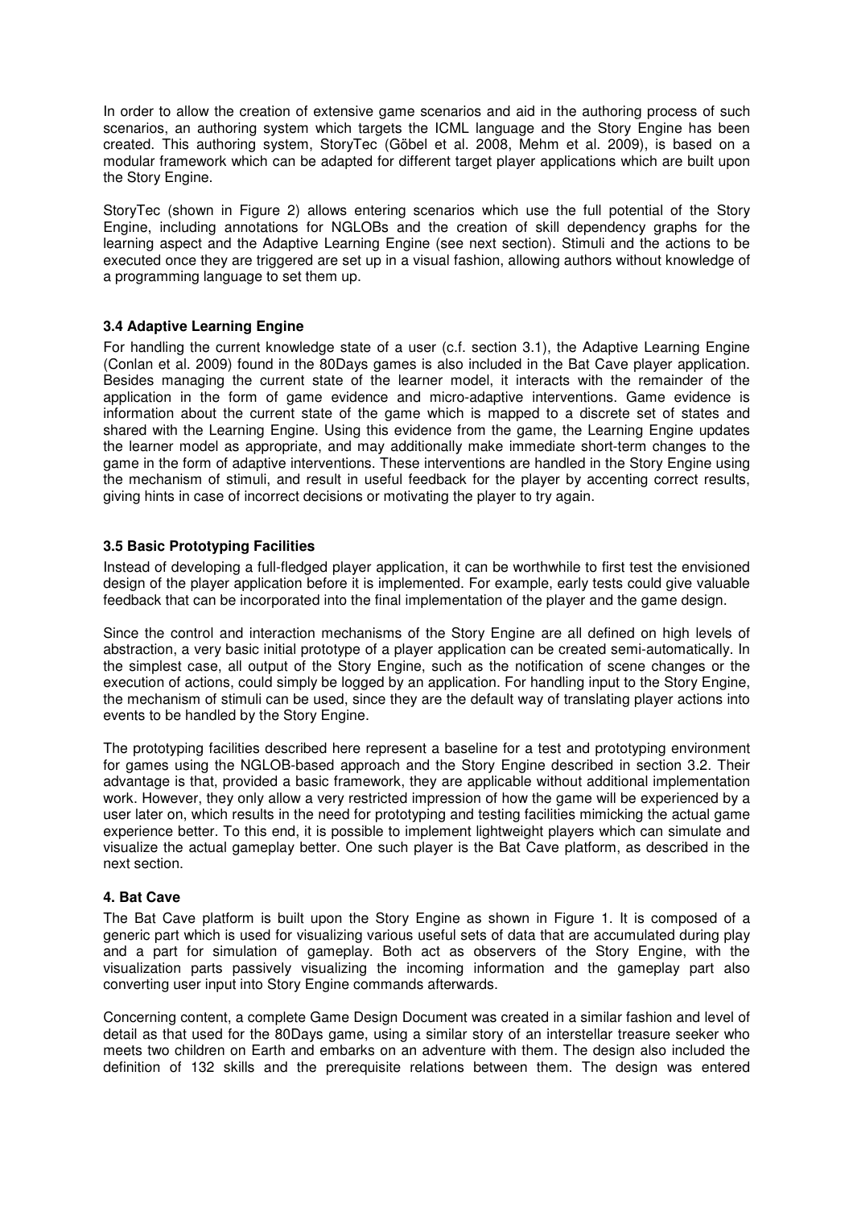In order to allow the creation of extensive game scenarios and aid in the authoring process of such scenarios, an authoring system which targets the ICML language and the Story Engine has been created. This authoring system, StoryTec (Göbel et al. 2008, Mehm et al. 2009), is based on a modular framework which can be adapted for different target player applications which are built upon the Story Engine.

StoryTec (shown in Figure 2) allows entering scenarios which use the full potential of the Story Engine, including annotations for NGLOBs and the creation of skill dependency graphs for the learning aspect and the Adaptive Learning Engine (see next section). Stimuli and the actions to be executed once they are triggered are set up in a visual fashion, allowing authors without knowledge of a programming language to set them up.

### 3.4 Adaptive Learning Engine

For handling the current knowledge state of a user (c.f. section 3.1), the Adaptive Learning Engine (Conlan et al. 2009) found in the 80Days games is also included in the Bat Cave player application. Besides managing the current state of the learner model, it interacts with the remainder of the application in the form of game evidence and micro-adaptive interventions. Game evidence is information about the current state of the game which is mapped to a discrete set of states and shared with the Learning Engine. Using this evidence from the game, the Learning Engine updates the learner model as appropriate, and may additionally make immediate short-term changes to the game in the form of adaptive interventions. These interventions are handled in the Story Engine using the mechanism of stimuli, and result in useful feedback for the player by accenting correct results, giving hints in case of incorrect decisions or motivating the player to try again.

### 3.5 Basic Prototyping Facilities

Instead of developing a full-fledged player application, it can be worthwhile to first test the envisioned design of the player application before it is implemented. For example, early tests could give valuable feedback that can be incorporated into the final implementation of the player and the game design.

Since the control and interaction mechanisms of the Story Engine are all defined on high levels of abstraction, a very basic initial prototype of a player application can be created semi-automatically. In the simplest case, all output of the Story Engine, such as the notification of scene changes or the execution of actions, could simply be logged by an application. For handling input to the Story Engine, the mechanism of stimuli can be used, since they are the default way of translating player actions into events to be handled by the Story Engine.

The prototyping facilities described here represent a baseline for a test and prototyping environment for games using the NGLOB-based approach and the Story Engine described in section 3.2. Their advantage is that, provided a basic framework, they are applicable without additional implementation work. However, they only allow a very restricted impression of how the game will be experienced by a user later on, which results in the need for prototyping and testing facilities mimicking the actual game experience better. To this end, it is possible to implement lightweight players which can simulate and visualize the actual gameplay better. One such player is the Bat Cave platform, as described in the next section.

## 4. Bat Cave

The Bat Cave platform is built upon the Story Engine as shown in Figure 1. It is composed of a generic part which is used for visualizing various useful sets of data that are accumulated during play and a part for simulation of gameplay. Both act as observers of the Story Engine, with the visualization parts passively visualizing the incoming information and the gameplay part also converting user input into Story Engine commands afterwards.

Concerning content, a complete Game Design Document was created in a similar fashion and level of detail as that used for the 80Days game, using a similar story of an interstellar treasure seeker who meets two children on Earth and embarks on an adventure with them. The design also included the definition of 132 skills and the prerequisite relations between them. The design was entered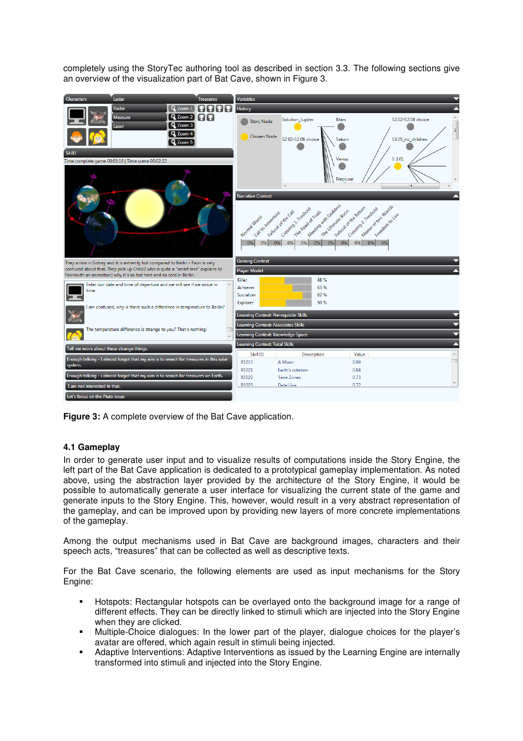completely using the StoryTec authoring tool as described in section 3.3. The following sections give an overview of the visualization part of Bat Cave, shown in Figure 3.

**Figure 3:** A complete overview of the Bat Cave application.

### 4.1 Gameplay

In order to generate user input and to visualize results of computations inside the Story Engine, the left part of the Bat Cave application is dedicated to a prototypical gameplay implementation. As noted above, using the abstraction layer provided by the architecture of the Story Engine, it would be possible to automatically generate a user interface for visualizing the current state of the game and generate inputs to the Story Engine. This, however, would result in a very abstract representation of the gameplay, and can be improved upon by providing new layers of more concrete implementations of the gameplay.

Among the output mechanisms used in Bat Cave are background images, characters and their speech acts, "treasures" that can be collected as well as descriptive texts.

For the Bat Cave scenario, the following elements are used as input mechanisms for the Story Engine:

- Hotspots: Rectangular hotspots can be overlayed onto the background image for a range of different effects. They can be directly linked to stimuli which are injected into the Story Engine when they are clicked.
- Multiple-Choice dialogues: In the lower part of the player, dialogue choices for the player's avatar are offered, which again result in stimuli being injected.
- Adaptive Interventions: Adaptive Interventions as issued by the Learning Engine are internally transformed into stimuli and injected into the Story Engine.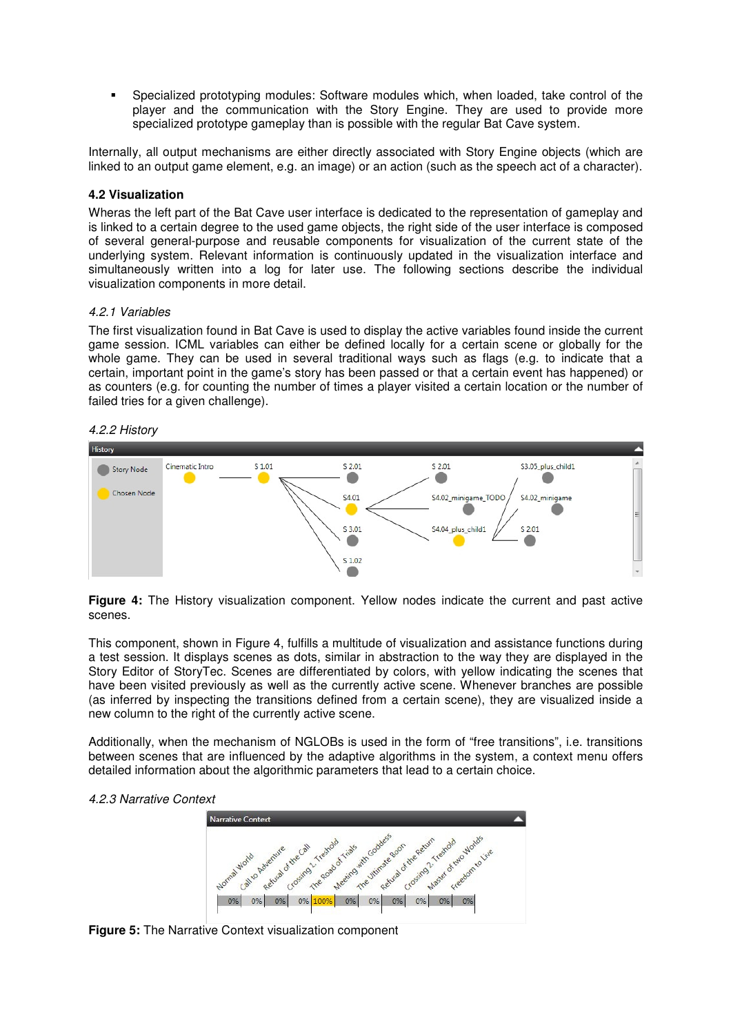- Specialized prototyping modules: Software modules which, when loaded, take control of the player and the communication with the Story Engine. They are used to provide more specialized prototype gameplay than is possible with the regular Bat Cave system.

Internally, all output mechanisms are either directly associated with Story Engine objects (which are linked to an output game element, e.g. an image) or an action (such as the speech act of a character).

### 4.2 Visualization

Wheras the left part of the Bat Cave user interface is dedicated to the representation of gameplay and is linked to a certain degree to the used game objects, the right side of the user interface is composed of several general-purpose and reusable components for visualization of the current state of the underlying system. Relevant information is continuously updated in the visualization interface and simultaneously written into a log for later use. The following sections describe the individual visualization components in more detail.

#### *4.2.1 Variables*

The first visualization found in Bat Cave is used to display the active variables found inside the current game session. ICML variables can either be defined locally for a certain scene or globally for the whole game. They can be used in several traditional ways such as flags (e.g. to indicate that a certain, important point in the game's story has been passed or that a certain event has happened) or as counters (e.g. for counting the number of times a player visited a certain location or the number of failed tries for a given challenge).

#### *4.2.2 History*

**Figure 4:** The History visualization component. Yellow nodes indicate the current and past active scenes.

This component, shown in Figure 4, fulfills a multitude of visualization and assistance functions during a test session. It displays scenes as dots, similar in abstraction to the way they are displayed in the Story Editor of StoryTec. Scenes are differentiated by colors, with yellow indicating the scenes that have been visited previously as well as the currently active scene. Whenever branches are possible (as inferred by inspecting the transitions defined from a certain scene), they are visualized inside a new column to the right of the currently active scene.

Additionally, when the mechanism of NGLOBs is used in the form of "free transitions", i.e. transitions between scenes that are influenced by the adaptive algorithms in the system, a context menu offers detailed information about the algorithmic parameters that lead to a certain choice.

#### *4.2.3 Narrative Context*

**Figure 5:** The Narrative Context visualization component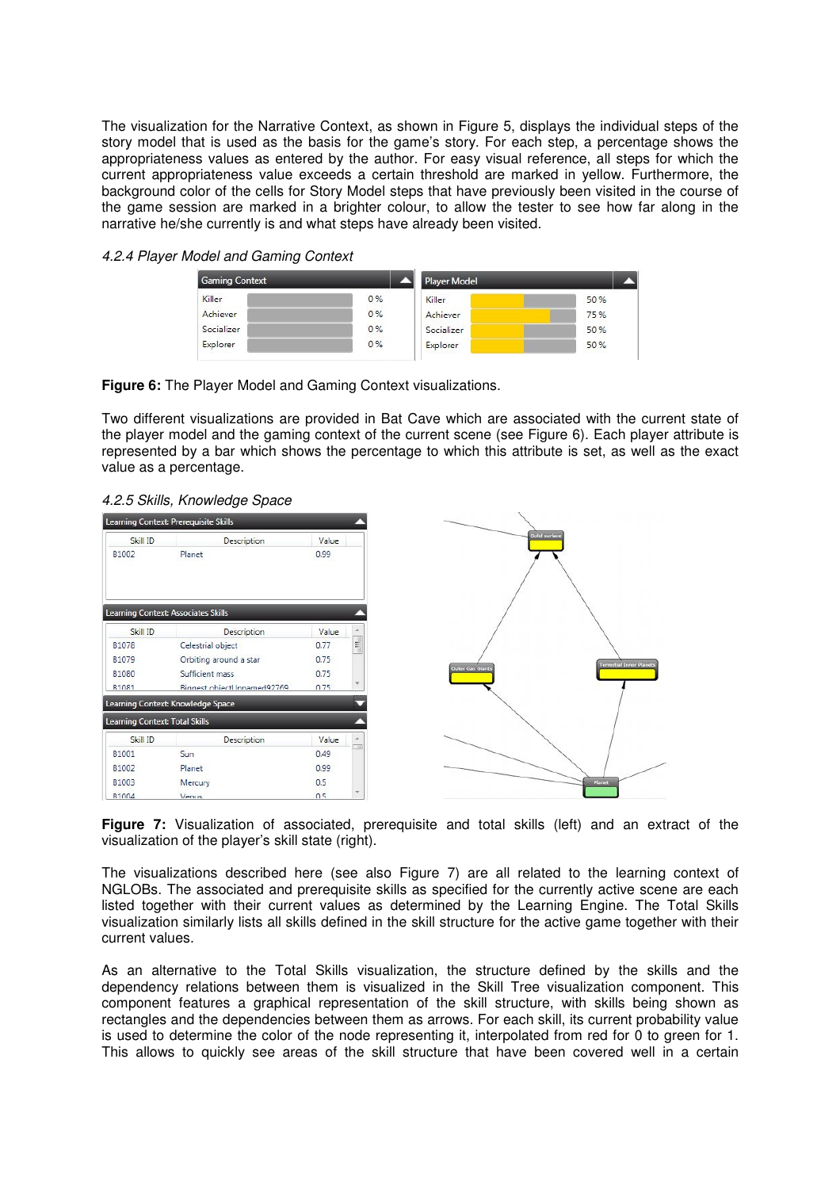The visualization for the Narrative Context, as shown in Figure 5, displays the individual steps of the story model that is used as the basis for the game's story. For each step, a percentage shows the appropriateness values as entered by the author. For easy visual reference, all steps for which the current appropriateness value exceeds a certain threshold are marked in yellow. Furthermore, the background color of the cells for Story Model steps that have previously been visited in the course of the game session are marked in a brighter colour, to allow the tester to see how far along in the narrative he/she currently is and what steps have already been visited.

*4.2.4 Player Model and Gaming Context*

**Figure 6:** The Player Model and Gaming Context visualizations.

Two different visualizations are provided in Bat Cave which are associated with the current state of the player model and the gaming context of the current scene (see Figure 6). Each player attribute is represented by a bar which shows the percentage to which this attribute is set, as well as the exact value as a percentage.

*4.2.5 Skills, Knowledge Space*

**Figure 7:** Visualization of associated, prerequisite and total skills (left) and an extract of the visualization of the player's skill state (right).

The visualizations described here (see also Figure 7) are all related to the learning context of NGLOBs. The associated and prerequisite skills as specified for the currently active scene are each listed together with their current values as determined by the Learning Engine. The Total Skills visualization similarly lists all skills defined in the skill structure for the active game together with their current values.

As an alternative to the Total Skills visualization, the structure defined by the skills and the dependency relations between them is visualized in the Skill Tree visualization component. This component features a graphical representation of the skill structure, with skills being shown as rectangles and the dependencies between them as arrows. For each skill, its current probability value is used to determine the color of the node representing it, interpolated from red for 0 to green for 1. This allows to quickly see areas of the skill structure that have been covered well in a certain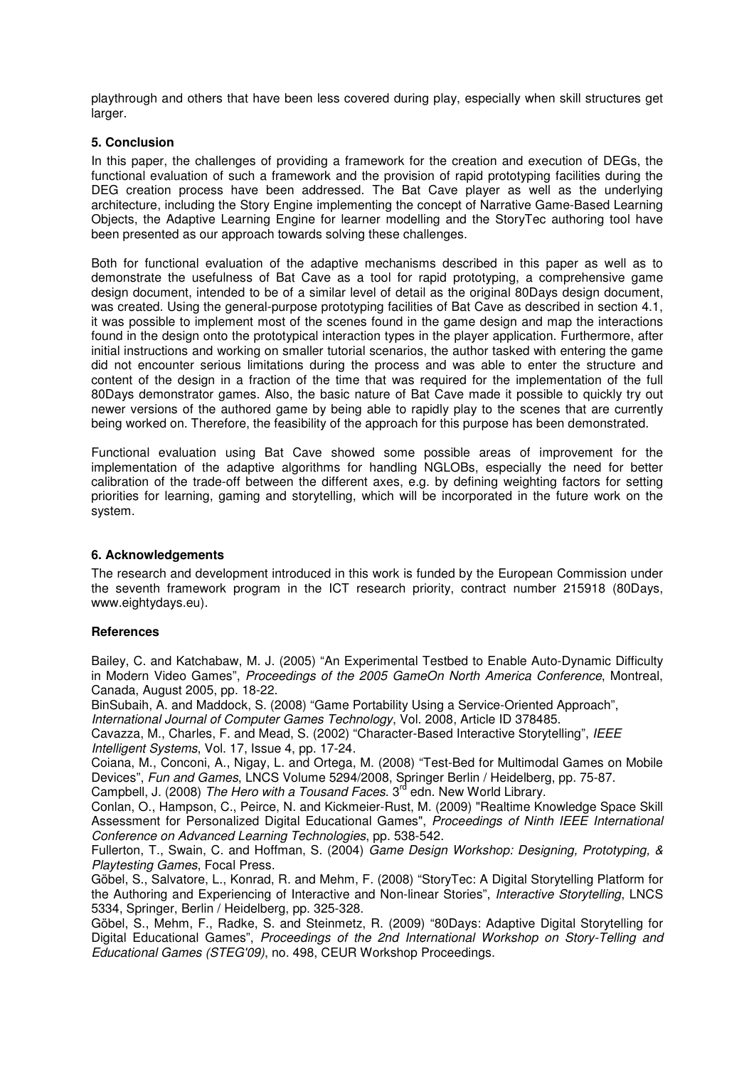playthrough and others that have been less covered during play, especially when skill structures get larger.

## 5. Conclusion

In this paper, the challenges of providing a framework for the creation and execution of DEGs, the functional evaluation of such a framework and the provision of rapid prototyping facilities during the DEG creation process have been addressed. The Bat Cave player as well as the underlying architecture, including the Story Engine implementing the concept of Narrative Game-Based Learning Objects, the Adaptive Learning Engine for learner modelling and the StoryTec authoring tool have been presented as our approach towards solving these challenges.

Both for functional evaluation of the adaptive mechanisms described in this paper as well as to demonstrate the usefulness of Bat Cave as a tool for rapid prototyping, a comprehensive game design document, intended to be of a similar level of detail as the original 80Days design document, was created. Using the general-purpose prototyping facilities of Bat Cave as described in section 4.1, it was possible to implement most of the scenes found in the game design and map the interactions found in the design onto the prototypical interaction types in the player application. Furthermore, after initial instructions and working on smaller tutorial scenarios, the author tasked with entering the game did not encounter serious limitations during the process and was able to enter the structure and content of the design in a fraction of the time that was required for the implementation of the full 80Days demonstrator games. Also, the basic nature of Bat Cave made it possible to quickly try out newer versions of the authored game by being able to rapidly play to the scenes that are currently being worked on. Therefore, the feasibility of the approach for this purpose has been demonstrated.

Functional evaluation using Bat Cave showed some possible areas of improvement for the implementation of the adaptive algorithms for handling NGLOBs, especially the need for better calibration of the trade-off between the different axes, e.g. by defining weighting factors for setting priorities for learning, gaming and storytelling, which will be incorporated in the future work on the system.

## 6. Acknowledgements

The research and development introduced in this work is funded by the European Commission under the seventh framework program in the ICT research priority, contract number 215918 (80Days, www.eightydays.eu).

## References

Bailey, C. and Katchabaw, M. J. (2005) "An Experimental Testbed to Enable Auto-Dynamic Difficulty in Modern Video Games", *Proceedings of the 2005 GameOn North America Conference*, Montreal, Canada, August 2005, pp. 18-22.

BinSubaih, A. and Maddock, S. (2008) "Game Portability Using a Service-Oriented Approach", *International Journal of Computer Games Technology*, Vol. 2008, Article ID 378485.

Cavazza, M., Charles, F. and Mead, S. (2002) "Character-Based Interactive Storytelling", *IEEE Intelligent Systems*, Vol. 17, Issue 4, pp. 17-24.

Coiana, M., Conconi, A., Nigay, L. and Ortega, M. (2008) "Test-Bed for Multimodal Games on Mobile Devices", *Fun and Games*, LNCS Volume 5294/2008, Springer Berlin / Heidelberg, pp. 75-87.

Campbell, J. (2008) *The Hero with a Tousand Faces*. 3rd edn. New World Library.

Conlan, O., Hampson, C., Peirce, N. and Kickmeier-Rust, M. (2009) "Realtime Knowledge Space Skill Assessment for Personalized Digital Educational Games", *Proceedings of Ninth IEEE International Conference on Advanced Learning Technologies*, pp. 538-542.

Fullerton, T., Swain, C. and Hoffman, S. (2004) *Game Design Workshop: Designing, Prototyping, & Playtesting Games*, Focal Press.

Göbel, S., Salvatore, L., Konrad, R. and Mehm, F. (2008) "StoryTec: A Digital Storytelling Platform for the Authoring and Experiencing of Interactive and Non-linear Stories", *Interactive Storytelling*, LNCS 5334, Springer, Berlin / Heidelberg, pp. 325-328.

Göbel, S., Mehm, F., Radke, S. and Steinmetz, R. (2009) "80Days: Adaptive Digital Storytelling for Digital Educational Games", *Proceedings of the 2nd International Workshop on Story-Telling and Educational Games (STEG'09)*, no. 498, CEUR Workshop Proceedings.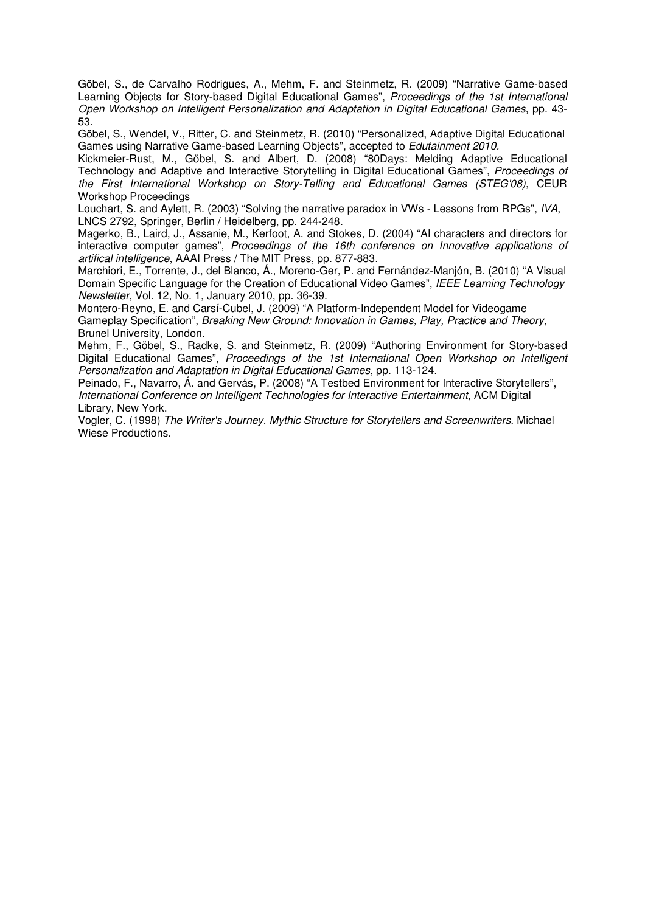Göbel, S., de Carvalho Rodrigues, A., Mehm, F. and Steinmetz, R. (2009) "Narrative Game-based Learning Objects for Story-based Digital Educational Games", *Proceedings of the 1st International Open Workshop on Intelligent Personalization and Adaptation in Digital Educational Games*, pp. 43-53.

Göbel, S., Wendel, V., Ritter, C. and Steinmetz, R. (2010) "Personalized, Adaptive Digital Educational Games using Narrative Game-based Learning Objects", accepted to *Edutainment 2010*.

Kickmeier-Rust, M., Göbel, S. and Albert, D. (2008) "80Days: Melding Adaptive Educational Technology and Adaptive and Interactive Storytelling in Digital Educational Games", *Proceedings of the First International Workshop on Story-Telling and Educational Games (STEG'08)*, CEUR Workshop Proceedings

Louchart, S. and Aylett, R. (2003) "Solving the narrative paradox in VWs - Lessons from RPGs", *IVA*, LNCS 2792, Springer, Berlin / Heidelberg, pp. 244-248.

Magerko, B., Laird, J., Assanie, M., Kerfoot, A. and Stokes, D. (2004) "AI characters and directors for interactive computer games", *Proceedings of the 16th conference on Innovative applications of artifical intelligence*, AAAI Press / The MIT Press, pp. 877-883.

Marchiori, E., Torrente, J., del Blanco, Á., Moreno-Ger, P. and Fernández-Manjón, B. (2010) "A Visual Domain Specific Language for the Creation of Educational Video Games", *IEEE Learning Technology Newsletter*, Vol. 12, No. 1, January 2010, pp. 36-39.

Montero-Reyno, E. and Carsí-Cubel, J. (2009) "A Platform-Independent Model for Videogame Gameplay Specification", *Breaking New Ground: Innovation in Games, Play, Practice and Theory*, Brunel University, London.

Mehm, F., Göbel, S., Radke, S. and Steinmetz, R. (2009) "Authoring Environment for Story-based Digital Educational Games", *Proceedings of the 1st International Open Workshop on Intelligent Personalization and Adaptation in Digital Educational Games*, pp. 113-124.

Peinado, F., Navarro, Á. and Gervás, P. (2008) "A Testbed Environment for Interactive Storytellers", *International Conference on Intelligent Technologies for Interactive Entertainment*, ACM Digital Library, New York.

Vogler, C. (1998) *The Writer's Journey. Mythic Structure for Storytellers and Screenwriters*. Michael Wiese Productions.